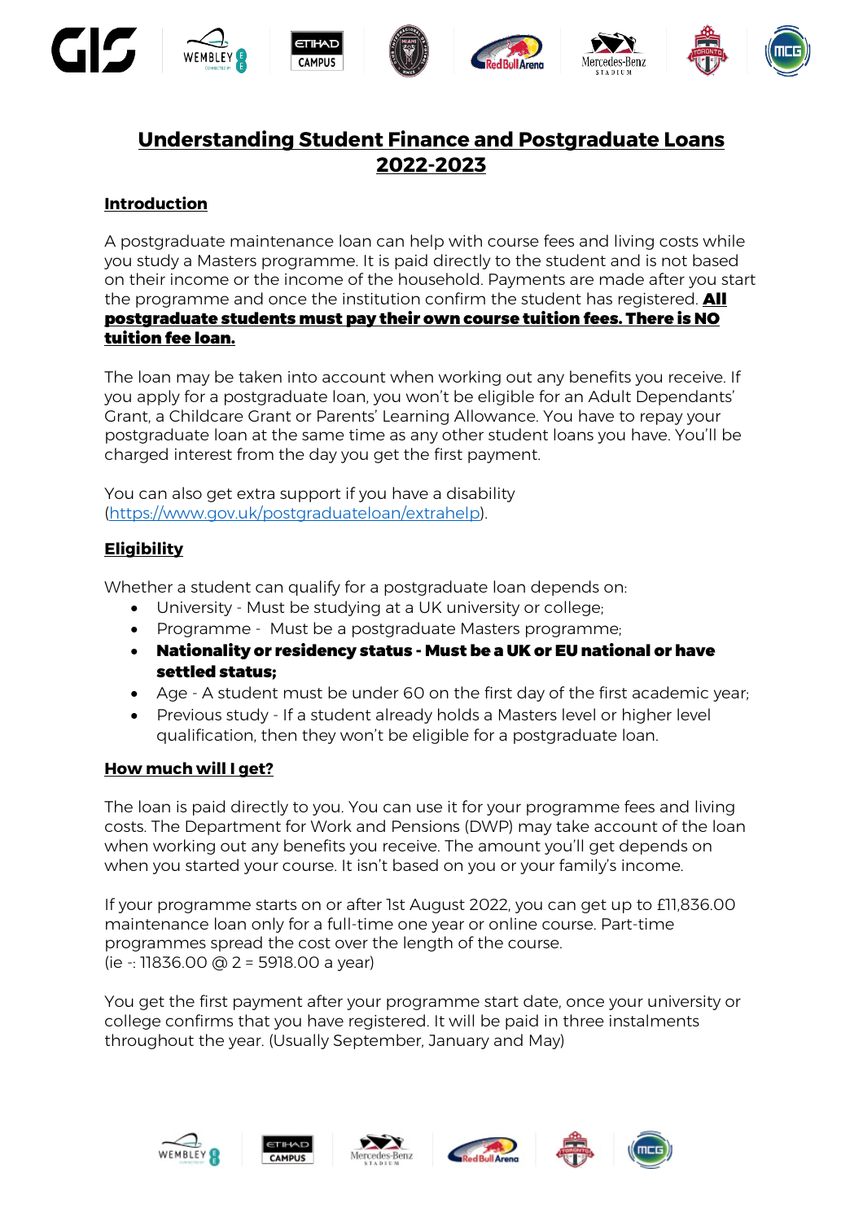# Understanding Student Finance and Postgraduate Loans 2022-2023

## Introduction

A postgraduate maintenance loan can help with course fees and living costs while you study a Masters programme. It is paid directly to the student and is not based on their income or the income of the household. Payments are made after you start the programme and once the institution confirm the student has registered. **All postgraduate students must pay their own course tuition fees. There is NO tuition fee loan.**

The loan may be taken into account when working out any benefits you receive. If you apply for a postgraduate loan, you won't be eligible for an Adult Dependants' Grant, a Childcare Grant or Parents' Learning Allowance. You have to repay your postgraduate loan at the same time as any other student loans you have. You'll be charged interest from the day you get the first payment.

You can also get extra support if you have a disability (https://www.gov.uk/postgraduateloan/extrahelp).

## Eligibility

Whether a student can qualify for a postgraduate loan depends on:

- University - Must be studying at a UK university or college;
- Programme - Must be a postgraduate Masters programme;
- **Nationality or residency status - Must be a UK or EU national or have settled status;**
- Age - A student must be under 60 on the first day of the first academic year;
- Previous study - If a student already holds a Masters level or higher level qualification, then they won't be eligible for a postgraduate loan.

## How much will I get?

The loan is paid directly to you. You can use it for your programme fees and living costs. The Department for Work and Pensions (DWP) may take account of the loan when working out any benefits you receive. The amount you'll get depends on when you started your course. It isn't based on you or your family's income.

If your programme starts on or after 1st August 2022, you can get up to £11,836.00 maintenance loan only for a full-time one year or online course. Part-time programmes spread the cost over the length of the course.
(ie -: 11836.00 @ 2 = 5918.00 a year)

You get the first payment after your programme start date, once your university or college confirms that you have registered. It will be paid in three instalments throughout the year. (Usually September, January and May)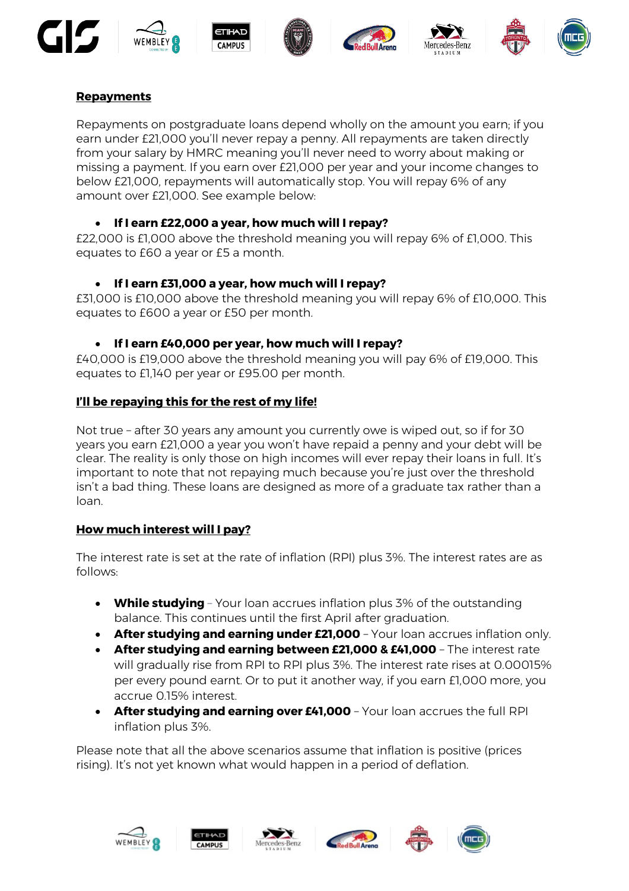## Repayments

Repayments on postgraduate loans depend wholly on the amount you earn; if you earn under £21,000 you'll never repay a penny. All repayments are taken directly from your salary by HMRC meaning you'll never need to worry about making or missing a payment. If you earn over £21,000 per year and your income changes to below £21,000, repayments will automatically stop. You will repay 6% of any amount over £21,000. See example below:

- **If I earn £22,000 a year, how much will I repay?**

£22,000 is £1,000 above the threshold meaning you will repay 6% of £1,000. This equates to £60 a year or £5 a month.

- **If I earn £31,000 a year, how much will I repay?**

£31,000 is £10,000 above the threshold meaning you will repay 6% of £10,000. This equates to £600 a year or £50 per month.

- **If I earn £40,000 per year, how much will I repay?**

£40,000 is £19,000 above the threshold meaning you will pay 6% of £19,000. This equates to £1,140 per year or £95.00 per month.

## I'll be repaying this for the rest of my life!

Not true – after 30 years any amount you currently owe is wiped out, so if for 30 years you earn £21,000 a year you won't have repaid a penny and your debt will be clear. The reality is only those on high incomes will ever repay their loans in full. It's important to note that not repaying much because you're just over the threshold isn't a bad thing. These loans are designed as more of a graduate tax rather than a loan.

## How much interest will I pay?

The interest rate is set at the rate of inflation (RPI) plus 3%. The interest rates are as follows:

- **While studying** – Your loan accrues inflation plus 3% of the outstanding balance. This continues until the first April after graduation.
- **After studying and earning under £21,000** – Your loan accrues inflation only.
- **After studying and earning between £21,000 & £41,000** – The interest rate will gradually rise from RPI to RPI plus 3%. The interest rate rises at 0.00015% per every pound earnt. Or to put it another way, if you earn £1,000 more, you accrue 0.15% interest.
- **After studying and earning over £41,000** – Your loan accrues the full RPI inflation plus 3%.

Please note that all the above scenarios assume that inflation is positive (prices rising). It's not yet known what would happen in a period of deflation.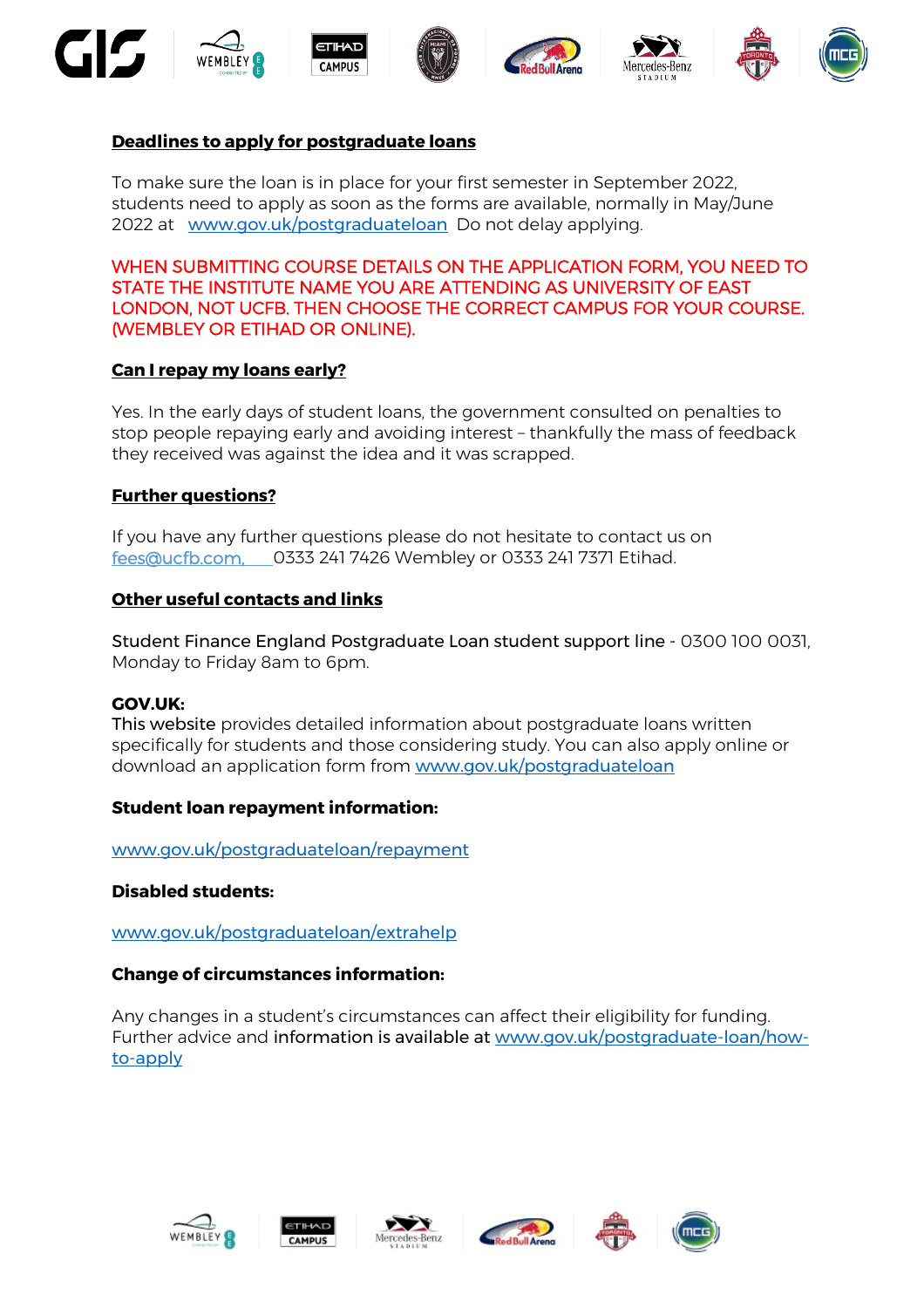**Deadlines to apply for postgraduate loans**

To make sure the loan is in place for your first semester in September 2022, students need to apply as soon as the forms are available, normally in May/June 2022 at www.gov.uk/postgraduateloan Do not delay applying.

WHEN SUBMITTING COURSE DETAILS ON THE APPLICATION FORM, YOU NEED TO STATE THE INSTITUTE NAME YOU ARE ATTENDING AS UNIVERSITY OF EAST LONDON, NOT UCFB. THEN CHOOSE THE CORRECT CAMPUS FOR YOUR COURSE. (WEMBLEY OR ETIHAD OR ONLINE).

**Can I repay my loans early?**

Yes. In the early days of student loans, the government consulted on penalties to stop people repaying early and avoiding interest – thankfully the mass of feedback they received was against the idea and it was scrapped.

**Further questions?**

If you have any further questions please do not hesitate to contact us on fees@ucfb.com, 0333 241 7426 Wembley or 0333 241 7371 Etihad.

**Other useful contacts and links**

Student Finance England Postgraduate Loan student support line - 0300 100 0031, Monday to Friday 8am to 6pm.

**GOV.UK:**
This website provides detailed information about postgraduate loans written specifically for students and those considering study. You can also apply online or download an application form from www.gov.uk/postgraduateloan

**Student loan repayment information:**

www.gov.uk/postgraduateloan/repayment

**Disabled students:**

www.gov.uk/postgraduateloan/extrahelp

**Change of circumstances information:**

Any changes in a student's circumstances can affect their eligibility for funding. Further advice and information is available at www.gov.uk/postgraduate-loan/how-to-apply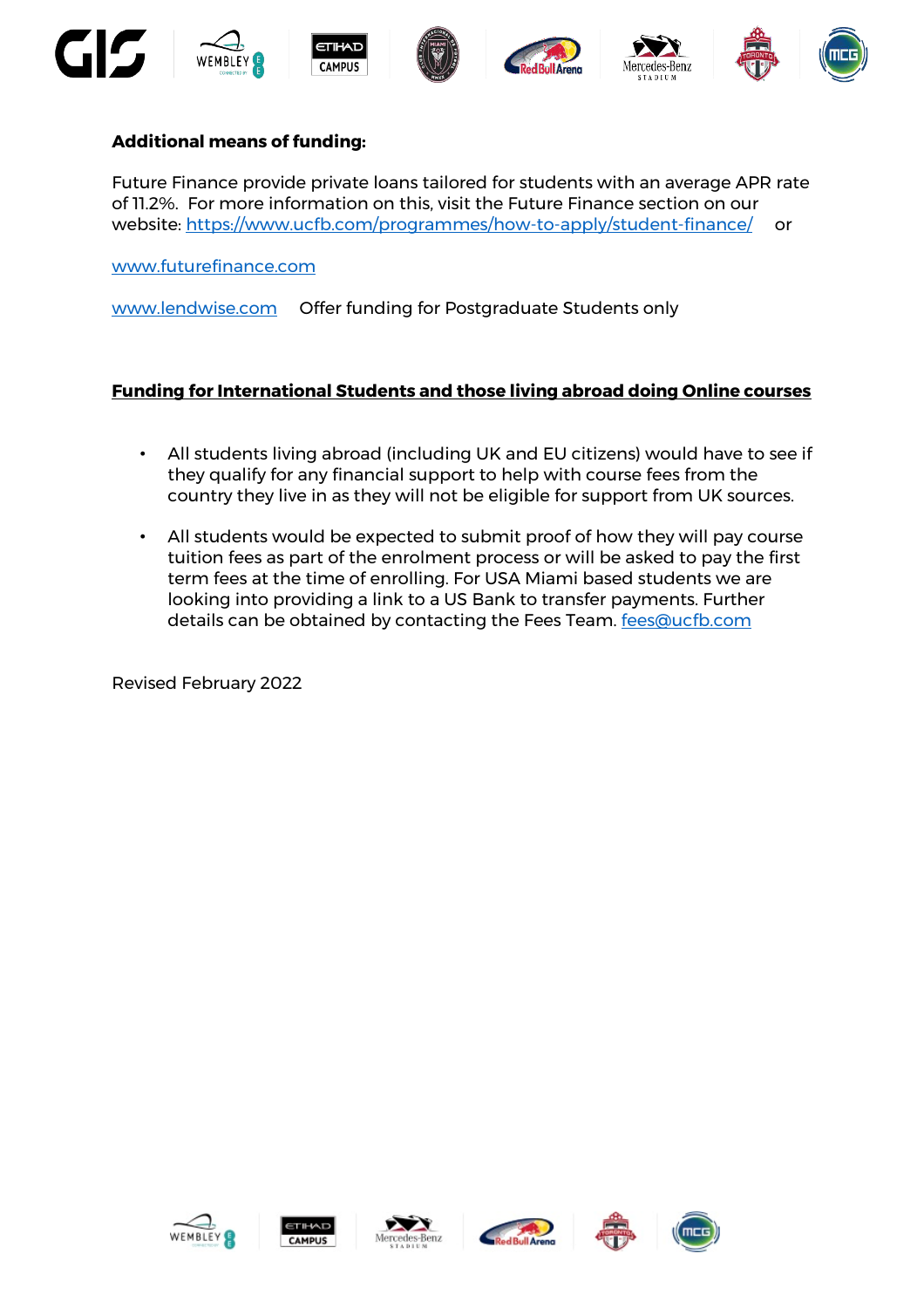**Additional means of funding:**

Future Finance provide private loans tailored for students with an average APR rate of 11.2%. For more information on this, visit the Future Finance section on our website: https://www.ucfb.com/programmes/how-to-apply/student-finance/ or

www.futurefinance.com

www.lendwise.com Offer funding for Postgraduate Students only

**Funding for International Students and those living abroad doing Online courses**

- All students living abroad (including UK and EU citizens) would have to see if they qualify for any financial support to help with course fees from the country they live in as they will not be eligible for support from UK sources.
- All students would be expected to submit proof of how they will pay course tuition fees as part of the enrolment process or will be asked to pay the first term fees at the time of enrolling. For USA Miami based students we are looking into providing a link to a US Bank to transfer payments. Further details can be obtained by contacting the Fees Team. fees@ucfb.com

Revised February 2022